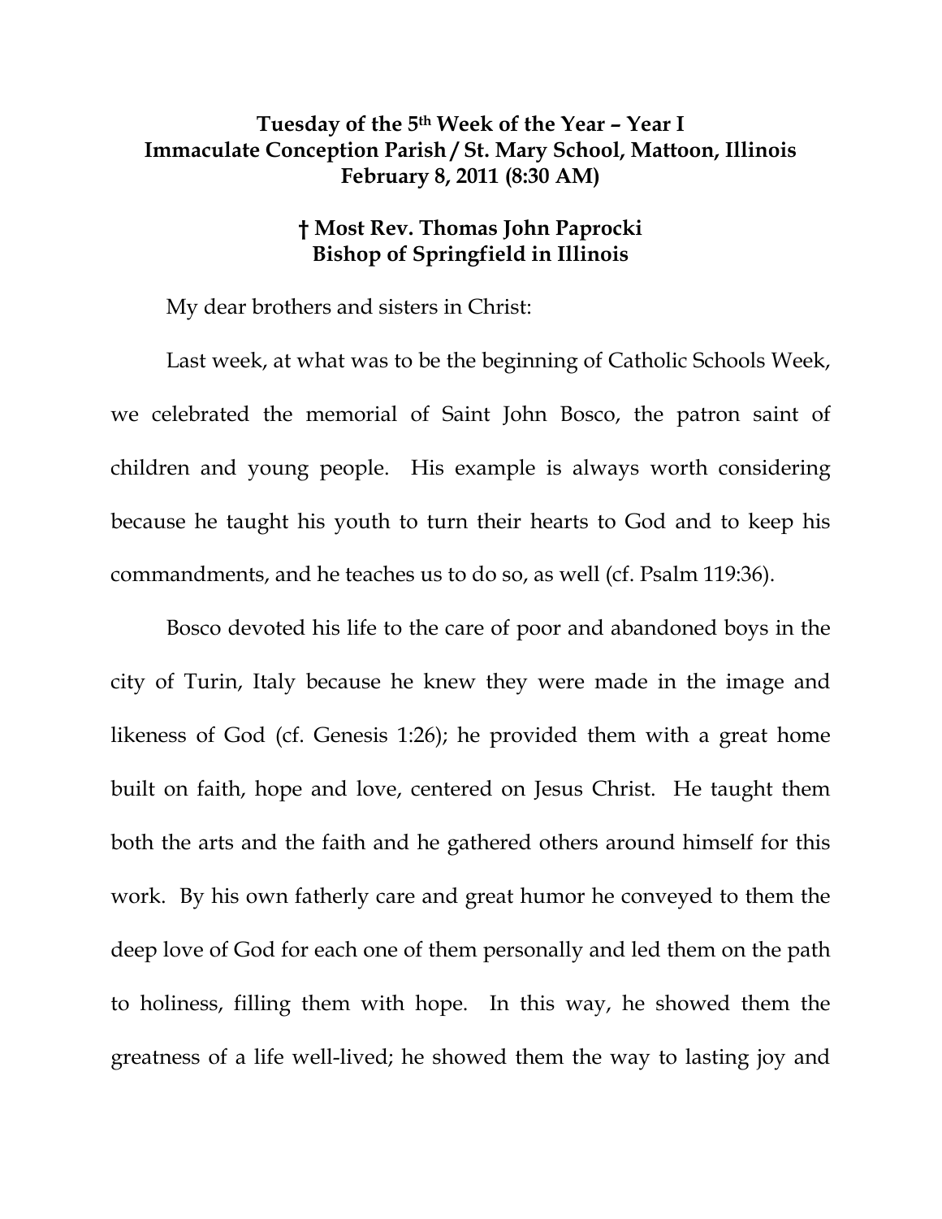**Tuesday of the 5th Week of the Year – Year I**
**Immaculate Conception Parish / St. Mary School, Mattoon, Illinois**
**February 8, 2011 (8:30 AM)**

**† Most Rev. Thomas John Paprocki**
**Bishop of Springfield in Illinois**

My dear brothers and sisters in Christ:

Last week, at what was to be the beginning of Catholic Schools Week, we celebrated the memorial of Saint John Bosco, the patron saint of children and young people. His example is always worth considering because he taught his youth to turn their hearts to God and to keep his commandments, and he teaches us to do so, as well (cf. Psalm 119:36).

Bosco devoted his life to the care of poor and abandoned boys in the city of Turin, Italy because he knew they were made in the image and likeness of God (cf. Genesis 1:26); he provided them with a great home built on faith, hope and love, centered on Jesus Christ. He taught them both the arts and the faith and he gathered others around himself for this work. By his own fatherly care and great humor he conveyed to them the deep love of God for each one of them personally and led them on the path to holiness, filling them with hope. In this way, he showed them the greatness of a life well-lived; he showed them the way to lasting joy and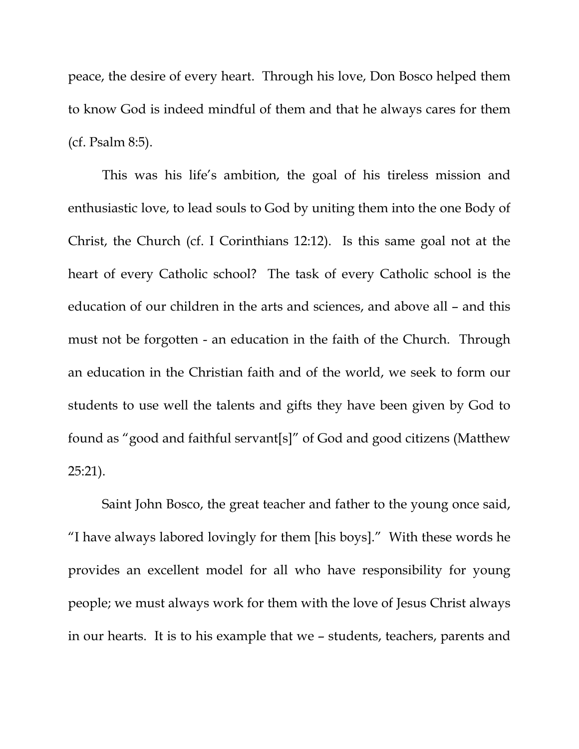peace, the desire of every heart. Through his love, Don Bosco helped them to know God is indeed mindful of them and that he always cares for them (cf. Psalm 8:5).

This was his life's ambition, the goal of his tireless mission and enthusiastic love, to lead souls to God by uniting them into the one Body of Christ, the Church (cf. I Corinthians 12:12). Is this same goal not at the heart of every Catholic school? The task of every Catholic school is the education of our children in the arts and sciences, and above all – and this must not be forgotten - an education in the faith of the Church. Through an education in the Christian faith and of the world, we seek to form our students to use well the talents and gifts they have been given by God to found as "good and faithful servant[s]" of God and good citizens (Matthew 25:21).

Saint John Bosco, the great teacher and father to the young once said, "I have always labored lovingly for them [his boys]." With these words he provides an excellent model for all who have responsibility for young people; we must always work for them with the love of Jesus Christ always in our hearts. It is to his example that we – students, teachers, parents and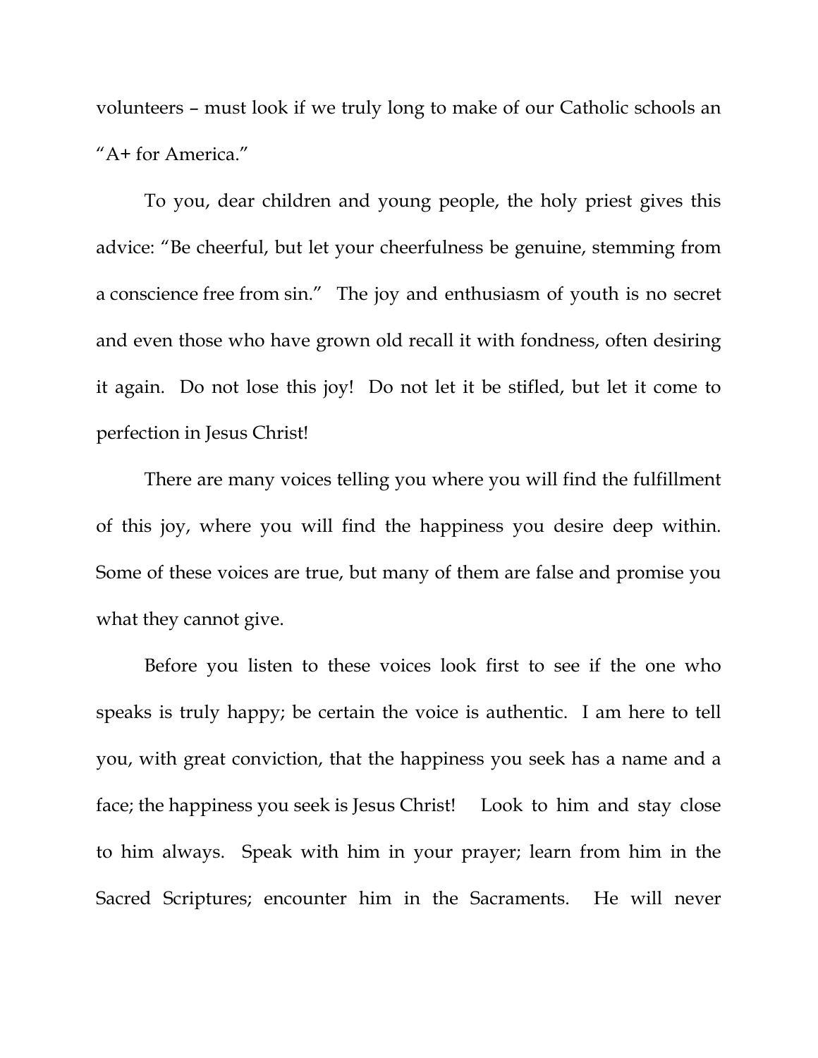volunteers – must look if we truly long to make of our Catholic schools an "A+ for America."

To you, dear children and young people, the holy priest gives this advice: "Be cheerful, but let your cheerfulness be genuine, stemming from a conscience free from sin." The joy and enthusiasm of youth is no secret and even those who have grown old recall it with fondness, often desiring it again. Do not lose this joy! Do not let it be stifled, but let it come to perfection in Jesus Christ!

There are many voices telling you where you will find the fulfillment of this joy, where you will find the happiness you desire deep within. Some of these voices are true, but many of them are false and promise you what they cannot give.

Before you listen to these voices look first to see if the one who speaks is truly happy; be certain the voice is authentic. I am here to tell you, with great conviction, that the happiness you seek has a name and a face; the happiness you seek is Jesus Christ! Look to him and stay close to him always. Speak with him in your prayer; learn from him in the Sacred Scriptures; encounter him in the Sacraments. He will never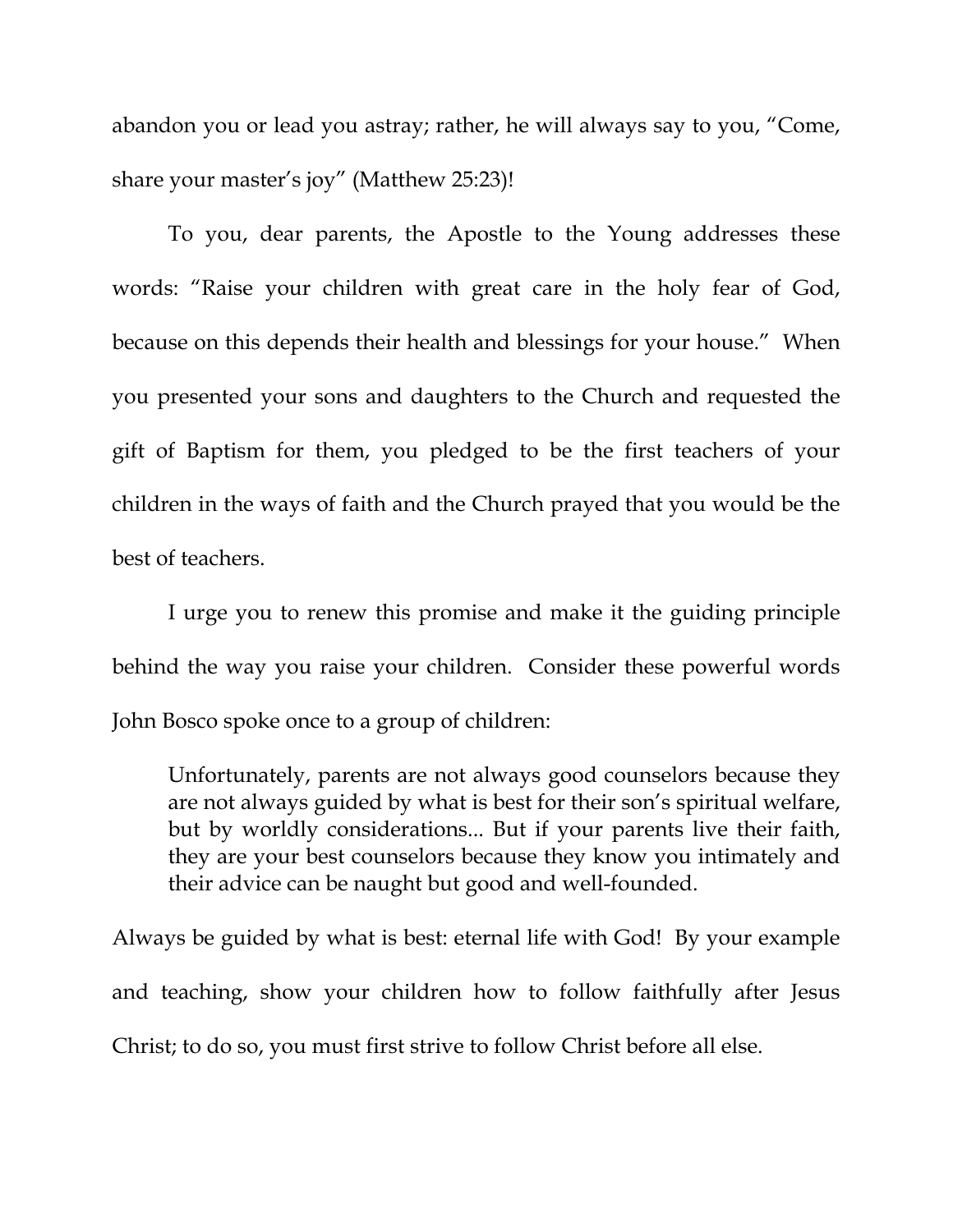abandon you or lead you astray; rather, he will always say to you, "Come, share your master's joy" (Matthew 25:23)!

To you, dear parents, the Apostle to the Young addresses these words: "Raise your children with great care in the holy fear of God, because on this depends their health and blessings for your house." When you presented your sons and daughters to the Church and requested the gift of Baptism for them, you pledged to be the first teachers of your children in the ways of faith and the Church prayed that you would be the best of teachers.

I urge you to renew this promise and make it the guiding principle behind the way you raise your children. Consider these powerful words John Bosco spoke once to a group of children:

> Unfortunately, parents are not always good counselors because they are not always guided by what is best for their son's spiritual welfare, but by worldly considerations... But if your parents live their faith, they are your best counselors because they know you intimately and their advice can be naught but good and well-founded.

Always be guided by what is best: eternal life with God! By your example and teaching, show your children how to follow faithfully after Jesus Christ; to do so, you must first strive to follow Christ before all else.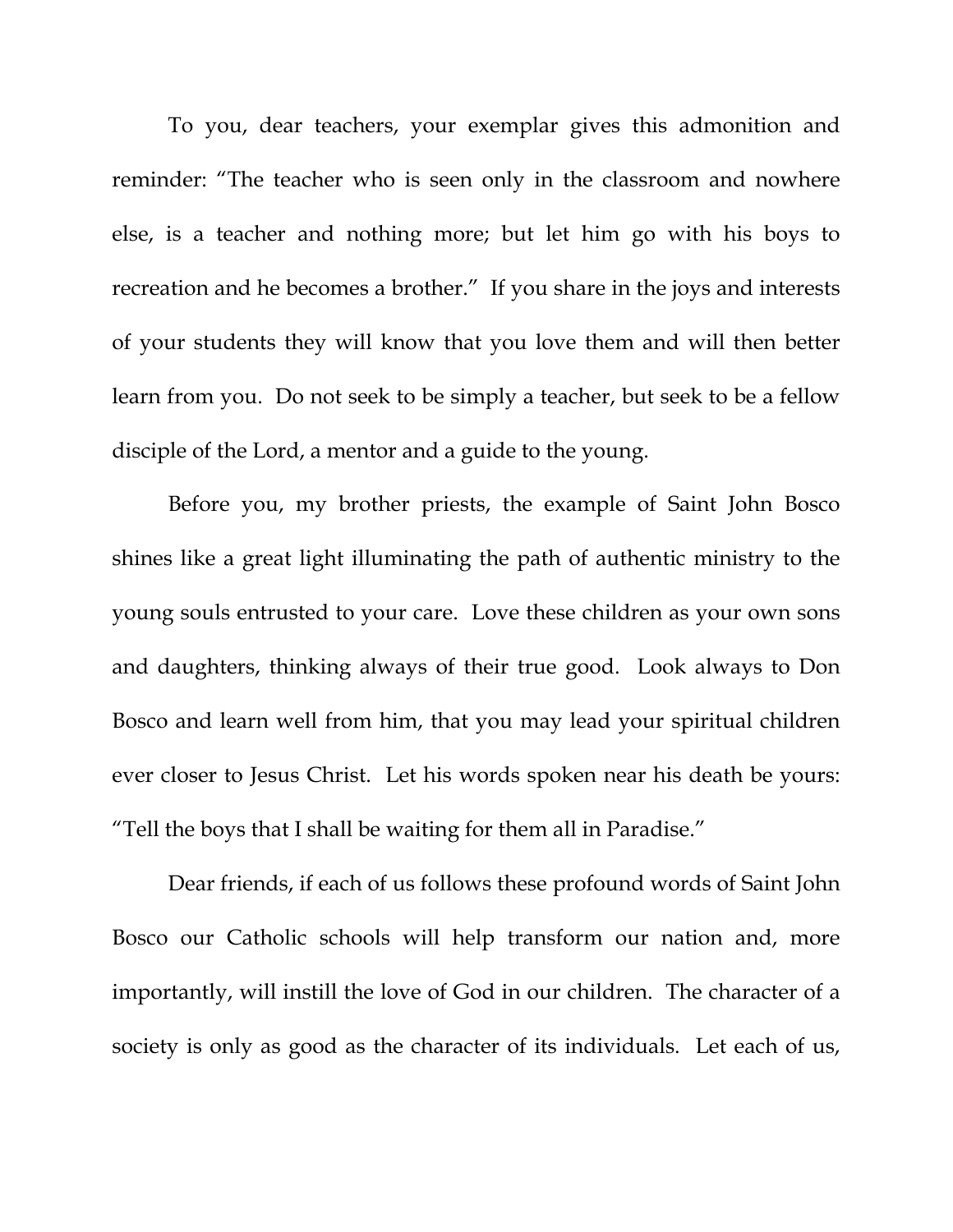To you, dear teachers, your exemplar gives this admonition and reminder: "The teacher who is seen only in the classroom and nowhere else, is a teacher and nothing more; but let him go with his boys to recreation and he becomes a brother." If you share in the joys and interests of your students they will know that you love them and will then better learn from you. Do not seek to be simply a teacher, but seek to be a fellow disciple of the Lord, a mentor and a guide to the young.

Before you, my brother priests, the example of Saint John Bosco shines like a great light illuminating the path of authentic ministry to the young souls entrusted to your care. Love these children as your own sons and daughters, thinking always of their true good. Look always to Don Bosco and learn well from him, that you may lead your spiritual children ever closer to Jesus Christ. Let his words spoken near his death be yours: "Tell the boys that I shall be waiting for them all in Paradise."

Dear friends, if each of us follows these profound words of Saint John Bosco our Catholic schools will help transform our nation and, more importantly, will instill the love of God in our children. The character of a society is only as good as the character of its individuals. Let each of us,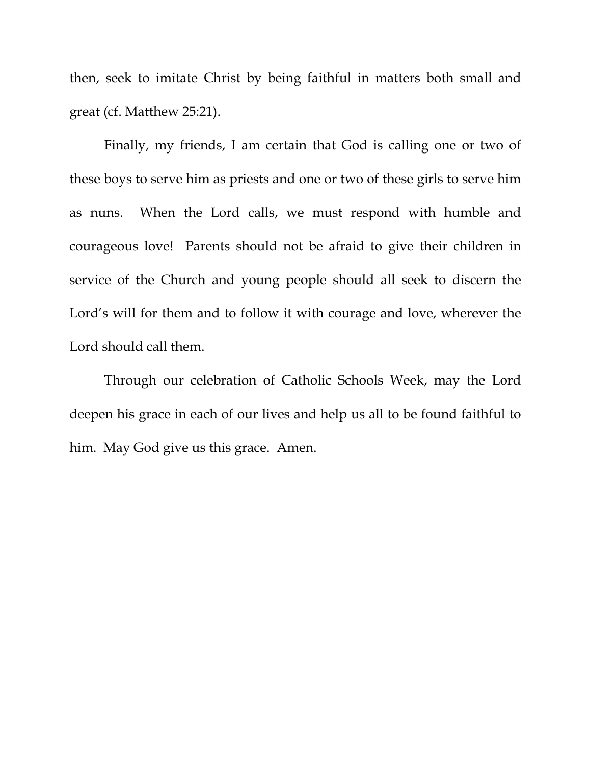then, seek to imitate Christ by being faithful in matters both small and great (cf. Matthew 25:21).

Finally, my friends, I am certain that God is calling one or two of these boys to serve him as priests and one or two of these girls to serve him as nuns. When the Lord calls, we must respond with humble and courageous love! Parents should not be afraid to give their children in service of the Church and young people should all seek to discern the Lord's will for them and to follow it with courage and love, wherever the Lord should call them.

Through our celebration of Catholic Schools Week, may the Lord deepen his grace in each of our lives and help us all to be found faithful to him. May God give us this grace. Amen.